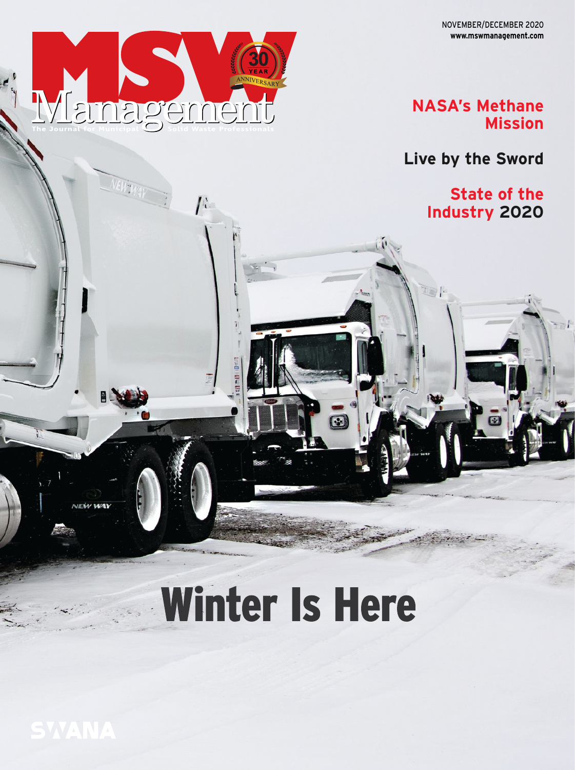NOVEMBER/DECEMBER 2020
**www.mswmanagement.com**

# MSW Management

30 YEAR ANNIVERSARY

The Journal for Municipal Solid Waste Professionals

**NASA's Methane Mission**

**Live by the Sword**

**State of the Industry 2020**

# Winter Is Here

SWANA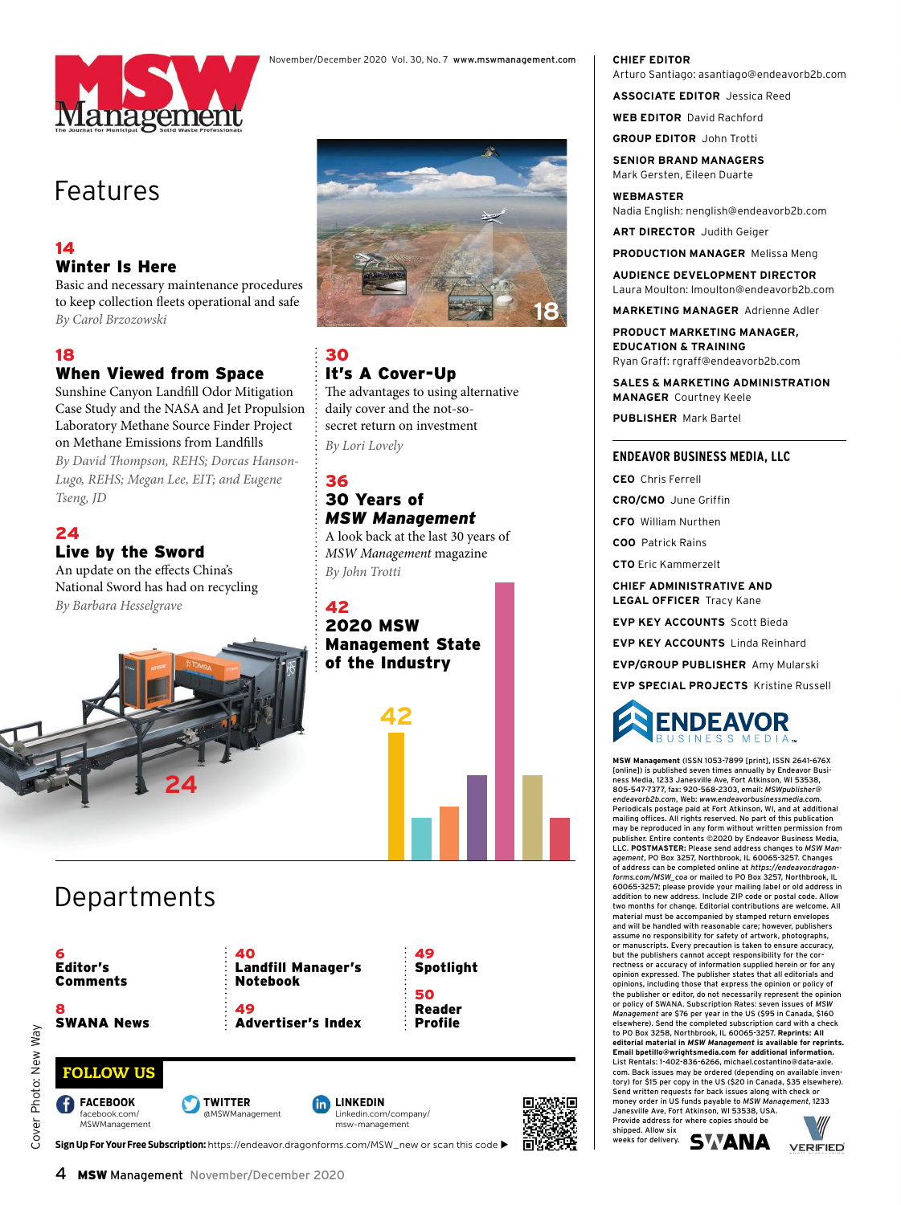November/December 2020 Vol. 30, No. 7 www.mswmanagement.com

# MSW Management

The Journal for Municipal Solid Waste Professionals

## Features

### 14 Winter Is Here

Basic and necessary maintenance procedures to keep collection fleets operational and safe

*By Carol Brzozowski*

### 18 When Viewed from Space

Sunshine Canyon Landfill Odor Mitigation Case Study and the NASA and Jet Propulsion Laboratory Methane Source Finder Project on Methane Emissions from Landfills

*By David Thompson, REHS; Dorcas Hanson-Lugo, REHS; Megan Lee, EIT; and Eugene Tseng, JD*

### 24 Live by the Sword

An update on the effects China's National Sword has had on recycling

*By Barbara Hesselgrave*

### 30 It's A Cover-Up

The advantages to using alternative daily cover and the not-so-secret return on investment

*By Lori Lovely*

### 36 30 Years of *MSW Management*

A look back at the last 30 years of *MSW Management* magazine

*By John Trotti*

### 42 2020 MSW Management State of the Industry

## Departments

- **6** Editor's Comments
- **8** SWANA News
- **40** Landfill Manager's Notebook
- **49** Advertiser's Index
- **49** Spotlight
- **50** Reader Profile

**FOLLOW US**

- FACEBOOK facebook.com/MSWManagement
- TWITTER @MSWManagement
- LINKEDIN Linkedin.com/company/msw-management

**Sign Up For Your Free Subscription:** https://endeavor.dragonforms.com/MSW_new or scan this code

Cover Photo: New Way

**CHIEF EDITOR**
Arturo Santiago: asantiago@endeavorb2b.com

**ASSOCIATE EDITOR** Jessica Reed

**WEB EDITOR** David Rachford

**GROUP EDITOR** John Trotti

**SENIOR BRAND MANAGERS**
Mark Gersten, Eileen Duarte

**WEBMASTER**
Nadia English: nenglish@endeavorb2b.com

**ART DIRECTOR** Judith Geiger

**PRODUCTION MANAGER** Melissa Meng

**AUDIENCE DEVELOPMENT DIRECTOR**
Laura Moulton: lmoulton@endeavorb2b.com

**MARKETING MANAGER** Adrienne Adler

**PRODUCT MARKETING MANAGER, EDUCATION & TRAINING**
Ryan Graff: rgraff@endeavorb2b.com

**SALES & MARKETING ADMINISTRATION MANAGER** Courtney Keele

**PUBLISHER** Mark Bartel

**ENDEAVOR BUSINESS MEDIA, LLC**

**CEO** Chris Ferrell

**CRO/CMO** June Griffin

**CFO** William Nurthen

**COO** Patrick Rains

**CTO** Eric Kammerzelt

**CHIEF ADMINISTRATIVE AND LEGAL OFFICER** Tracy Kane

**EVP KEY ACCOUNTS** Scott Bieda

**EVP KEY ACCOUNTS** Linda Reinhard

**EVP/GROUP PUBLISHER** Amy Mularski

**EVP SPECIAL PROJECTS** Kristine Russell

ENDEAVOR BUSINESS MEDIA

**MSW Management** (ISSN 1053-7899 [print], ISSN 2641-676X [online]) is published seven times annually by Endeavor Business Media, 1233 Janesville Ave, Fort Atkinson, WI 53538, 805-547-7377, fax: 920-568-2303, email: *MSWpublisher@endeavorb2b.com*, Web: *www.endeavorbusinessmedia.com*. Periodicals postage paid at Fort Atkinson, WI, and at additional mailing offices. All rights reserved. No part of this publication may be reproduced in any form without written permission from publisher. Entire contents ©2020 by Endeavor Business Media, LLC. **POSTMASTER:** Please send address changes to *MSW Management*, PO Box 3257, Northbrook, IL 60065-3257. Changes of address can be completed online at *https://endeavor.dragonforms.com/MSW_coa* or mailed to PO Box 3257, Northbrook, IL 60065-3257; please provide your mailing label or old address in addition to new address. Include ZIP code or postal code. Allow two months for change. Editorial contributions are welcome. All material must be accompanied by stamped return envelopes and will be handled with reasonable care; however, publishers assume no responsibility for safety of artwork, photographs, or manuscripts. Every precaution is taken to ensure accuracy, but the publishers cannot accept responsibility for the correctness or accuracy of information supplied herein or for any opinion expressed. The publisher states that all editorials and opinions, including those that express the opinion or policy of the publisher or editor, do not necessarily represent the opinion or policy of SWANA. Subscription Rates: seven issues of *MSW Management* are $76 per year in the US ($120 in Canada, $160 elsewhere). Send the completed subscription card with a check to PO Box 3258, Northbrook, IL 60065-3257. **Reprints: All editorial material in *MSW Management* is available for reprints. Email bpetillo@wrightsmedia.com for additional information.** List Rentals: 1-402-836-6266, michael.costantino@data-axle.com. Back issues may be ordered (depending on available inventory) for $15 per copy in the US ($20 in Canada, $35 elsewhere). Send written requests for back issues along with check or money order in US funds payable to *MSW Management*, 1233 Janesville Ave, Fort Atkinson, WI 53538, USA. Provide address for where copies should be shipped. Allow six weeks for delivery.

SWANA VERIFIED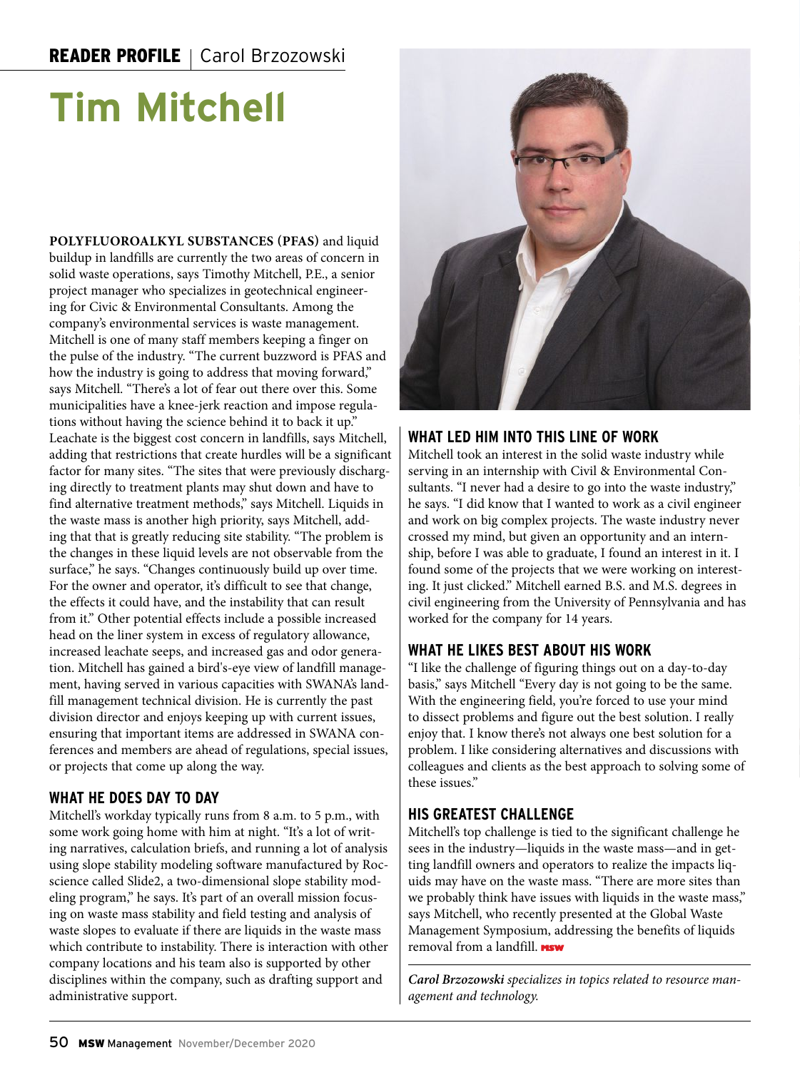**READER PROFILE** | Carol Brzozowski

# Tim Mitchell

**POLYFLUOROALKYL SUBSTANCES (PFAS)** and liquid buildup in landfills are currently the two areas of concern in solid waste operations, says Timothy Mitchell, P.E., a senior project manager who specializes in geotechnical engineering for Civic & Environmental Consultants. Among the company's environmental services is waste management. Mitchell is one of many staff members keeping a finger on the pulse of the industry. "The current buzzword is PFAS and how the industry is going to address that moving forward," says Mitchell. "There's a lot of fear out there over this. Some municipalities have a knee-jerk reaction and impose regulations without having the science behind it to back it up." Leachate is the biggest cost concern in landfills, says Mitchell, adding that restrictions that create hurdles will be a significant factor for many sites. "The sites that were previously discharging directly to treatment plants may shut down and have to find alternative treatment methods," says Mitchell. Liquids in the waste mass is another high priority, says Mitchell, adding that that is greatly reducing site stability. "The problem is the changes in these liquid levels are not observable from the surface," he says. "Changes continuously build up over time. For the owner and operator, it's difficult to see that change, the effects it could have, and the instability that can result from it." Other potential effects include a possible increased head on the liner system in excess of regulatory allowance, increased leachate seeps, and increased gas and odor generation. Mitchell has gained a bird's-eye view of landfill management, having served in various capacities with SWANA's landfill management technical division. He is currently the past division director and enjoys keeping up with current issues, ensuring that important items are addressed in SWANA conferences and members are ahead of regulations, special issues, or projects that come up along the way.

## WHAT HE DOES DAY TO DAY

Mitchell's workday typically runs from 8 a.m. to 5 p.m., with some work going home with him at night. "It's a lot of writing narratives, calculation briefs, and running a lot of analysis using slope stability modeling software manufactured by Rocscience called Slide2, a two-dimensional slope stability modeling program," he says. It's part of an overall mission focusing on waste mass stability and field testing and analysis of waste slopes to evaluate if there are liquids in the waste mass which contribute to instability. There is interaction with other company locations and his team also is supported by other disciplines within the company, such as drafting support and administrative support.

## WHAT LED HIM INTO THIS LINE OF WORK

Mitchell took an interest in the solid waste industry while serving in an internship with Civil & Environmental Consultants. "I never had a desire to go into the waste industry," he says. "I did know that I wanted to work as a civil engineer and work on big complex projects. The waste industry never crossed my mind, but given an opportunity and an internship, before I was able to graduate, I found an interest in it. I found some of the projects that we were working on interesting. It just clicked." Mitchell earned B.S. and M.S. degrees in civil engineering from the University of Pennsylvania and has worked for the company for 14 years.

## WHAT HE LIKES BEST ABOUT HIS WORK

"I like the challenge of figuring things out on a day-to-day basis," says Mitchell "Every day is not going to be the same. With the engineering field, you're forced to use your mind to dissect problems and figure out the best solution. I really enjoy that. I know there's not always one best solution for a problem. I like considering alternatives and discussions with colleagues and clients as the best approach to solving some of these issues."

## HIS GREATEST CHALLENGE

Mitchell's top challenge is tied to the significant challenge he sees in the industry—liquids in the waste mass—and in getting landfill owners and operators to realize the impacts liquids may have on the waste mass. "There are more sites than we probably think have issues with liquids in the waste mass," says Mitchell, who recently presented at the Global Waste Management Symposium, addressing the benefits of liquids removal from a landfill. MSW

*__Carol Brzozowski__ specializes in topics related to resource management and technology.*